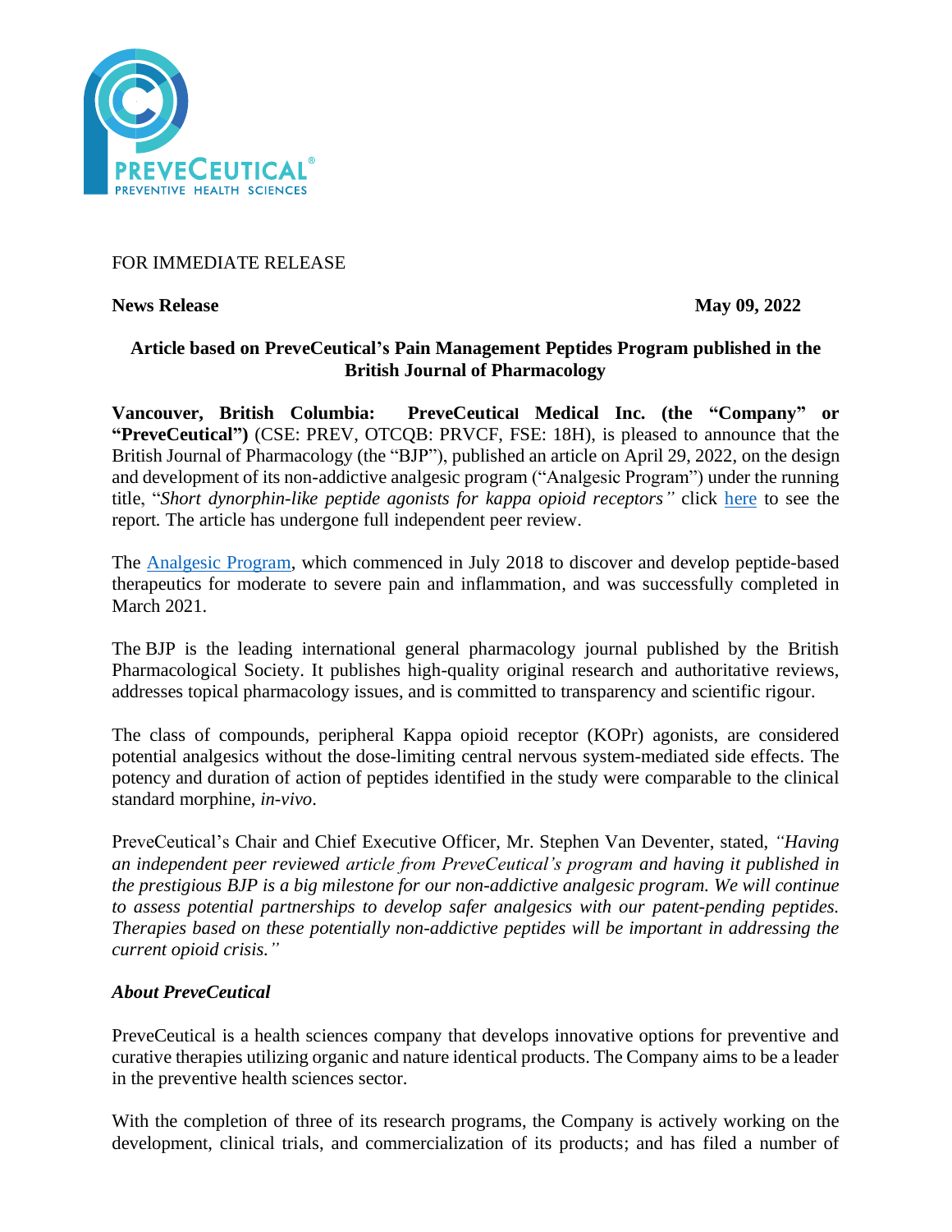FOR IMMEDIATE RELEASE

**News Release** **May 09, 2022**

**Article based on PreveCeutical's Pain Management Peptides Program published in the British Journal of Pharmacology**

**Vancouver, British Columbia: PreveCeutical Medical Inc. (the "Company" or "PreveCeutical")** (CSE: PREV, OTCQB: PRVCF, FSE: 18H), is pleased to announce that the British Journal of Pharmacology (the "BJP"), published an article on April 29, 2022, on the design and development of its non-addictive analgesic program ("Analgesic Program") under the running title, "*Short dynorphin-like peptide agonists for kappa opioid receptors"* click [here](here) to see the report. The article has undergone full independent peer review.

The [Analgesic Program](Analgesic Program), which commenced in July 2018 to discover and develop peptide-based therapeutics for moderate to severe pain and inflammation, and was successfully completed in March 2021.

The BJP is the leading international general pharmacology journal published by the British Pharmacological Society. It publishes high-quality original research and authoritative reviews, addresses topical pharmacology issues, and is committed to transparency and scientific rigour.

The class of compounds, peripheral Kappa opioid receptor (KOPr) agonists, are considered potential analgesics without the dose-limiting central nervous system-mediated side effects. The potency and duration of action of peptides identified in the study were comparable to the clinical standard morphine, *in-vivo*.

PreveCeutical's Chair and Chief Executive Officer, Mr. Stephen Van Deventer, stated, *"Having an independent peer reviewed article from PreveCeutical's program and having it published in the prestigious BJP is a big milestone for our non-addictive analgesic program. We will continue to assess potential partnerships to develop safer analgesics with our patent-pending peptides. Therapies based on these potentially non-addictive peptides will be important in addressing the current opioid crisis."*

### *About PreveCeutical*

PreveCeutical is a health sciences company that develops innovative options for preventive and curative therapies utilizing organic and nature identical products. The Company aims to be a leader in the preventive health sciences sector.

With the completion of three of its research programs, the Company is actively working on the development, clinical trials, and commercialization of its products; and has filed a number of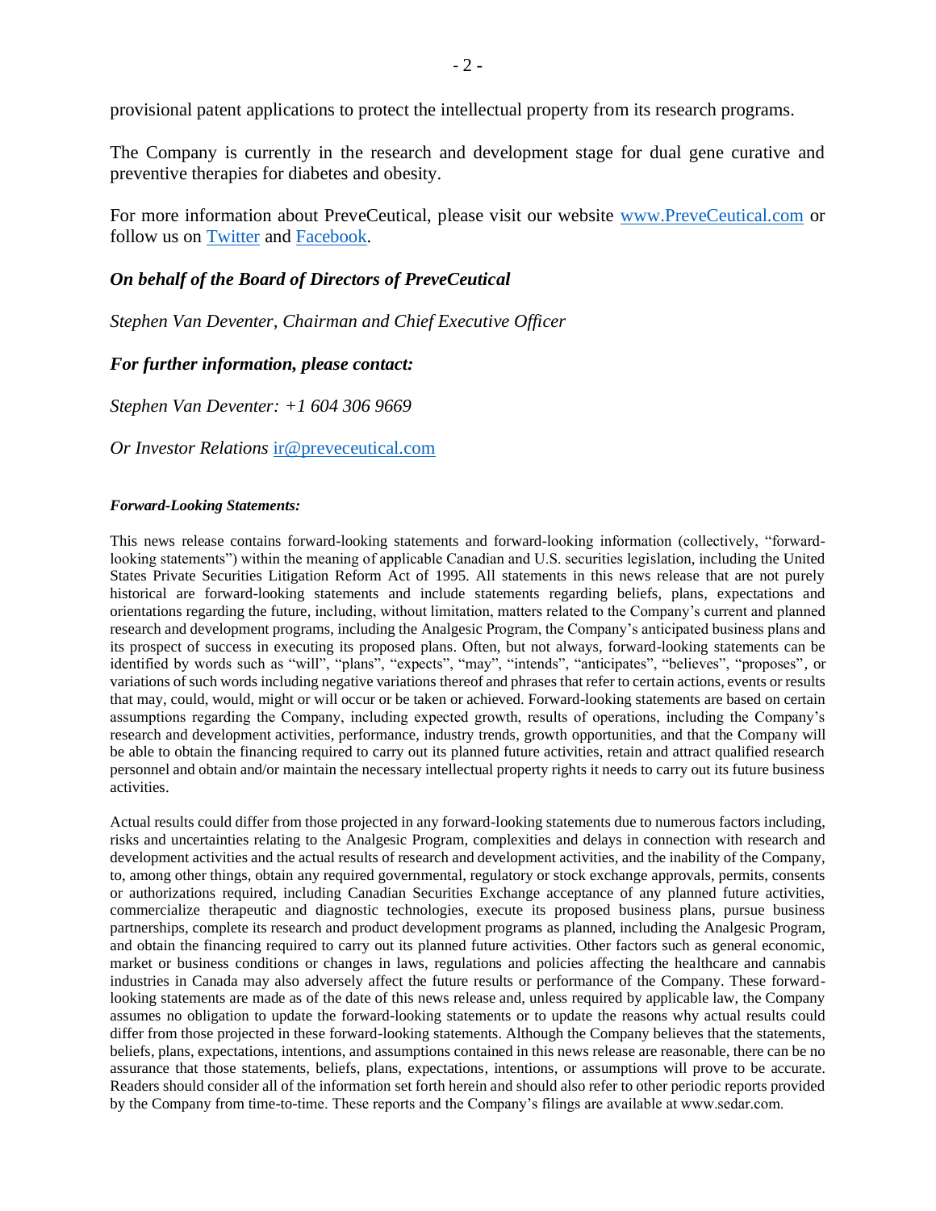provisional patent applications to protect the intellectual property from its research programs.

The Company is currently in the research and development stage for dual gene curative and preventive therapies for diabetes and obesity.

For more information about PreveCeutical, please visit our website [www.PreveCeutical.com](http://www.PreveCeutical.com) or follow us on [Twitter]() and [Facebook]().

***On behalf of the Board of Directors of PreveCeutical***

*Stephen Van Deventer, Chairman and Chief Executive Officer*

***For further information, please contact:***

*Stephen Van Deventer: +1 604 306 9669*

*Or Investor Relations* [ir@preveceutical.com](mailto:ir@preveceutical.com)

***Forward-Looking Statements:***

This news release contains forward-looking statements and forward-looking information (collectively, "forward-looking statements") within the meaning of applicable Canadian and U.S. securities legislation, including the United States Private Securities Litigation Reform Act of 1995. All statements in this news release that are not purely historical are forward-looking statements and include statements regarding beliefs, plans, expectations and orientations regarding the future, including, without limitation, matters related to the Company's current and planned research and development programs, including the Analgesic Program, the Company's anticipated business plans and its prospect of success in executing its proposed plans. Often, but not always, forward-looking statements can be identified by words such as "will", "plans", "expects", "may", "intends", "anticipates", "believes", "proposes", or variations of such words including negative variations thereof and phrases that refer to certain actions, events or results that may, could, would, might or will occur or be taken or achieved. Forward-looking statements are based on certain assumptions regarding the Company, including expected growth, results of operations, including the Company's research and development activities, performance, industry trends, growth opportunities, and that the Company will be able to obtain the financing required to carry out its planned future activities, retain and attract qualified research personnel and obtain and/or maintain the necessary intellectual property rights it needs to carry out its future business activities.

Actual results could differ from those projected in any forward-looking statements due to numerous factors including, risks and uncertainties relating to the Analgesic Program, complexities and delays in connection with research and development activities and the actual results of research and development activities, and the inability of the Company, to, among other things, obtain any required governmental, regulatory or stock exchange approvals, permits, consents or authorizations required, including Canadian Securities Exchange acceptance of any planned future activities, commercialize therapeutic and diagnostic technologies, execute its proposed business plans, pursue business partnerships, complete its research and product development programs as planned, including the Analgesic Program, and obtain the financing required to carry out its planned future activities. Other factors such as general economic, market or business conditions or changes in laws, regulations and policies affecting the healthcare and cannabis industries in Canada may also adversely affect the future results or performance of the Company. These forward-looking statements are made as of the date of this news release and, unless required by applicable law, the Company assumes no obligation to update the forward-looking statements or to update the reasons why actual results could differ from those projected in these forward-looking statements. Although the Company believes that the statements, beliefs, plans, expectations, intentions, and assumptions contained in this news release are reasonable, there can be no assurance that those statements, beliefs, plans, expectations, intentions, or assumptions will prove to be accurate. Readers should consider all of the information set forth herein and should also refer to other periodic reports provided by the Company from time-to-time. These reports and the Company's filings are available at www.sedar.com.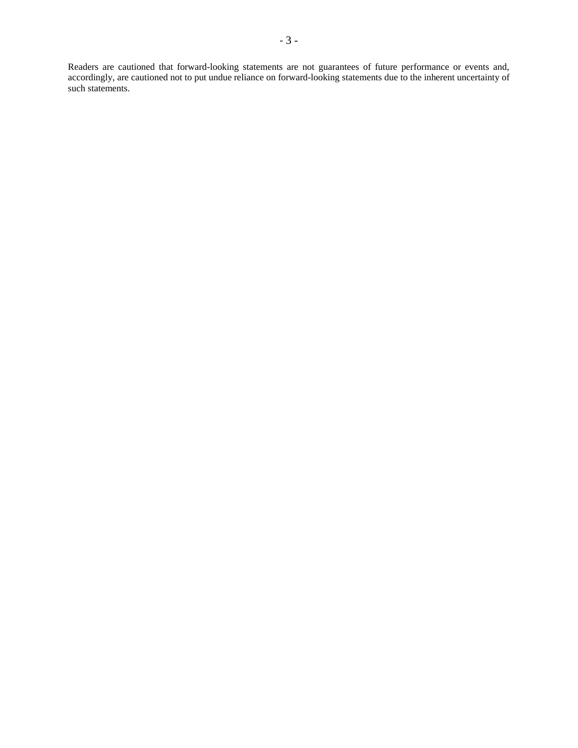Readers are cautioned that forward-looking statements are not guarantees of future performance or events and, accordingly, are cautioned not to put undue reliance on forward-looking statements due to the inherent uncertainty of such statements.